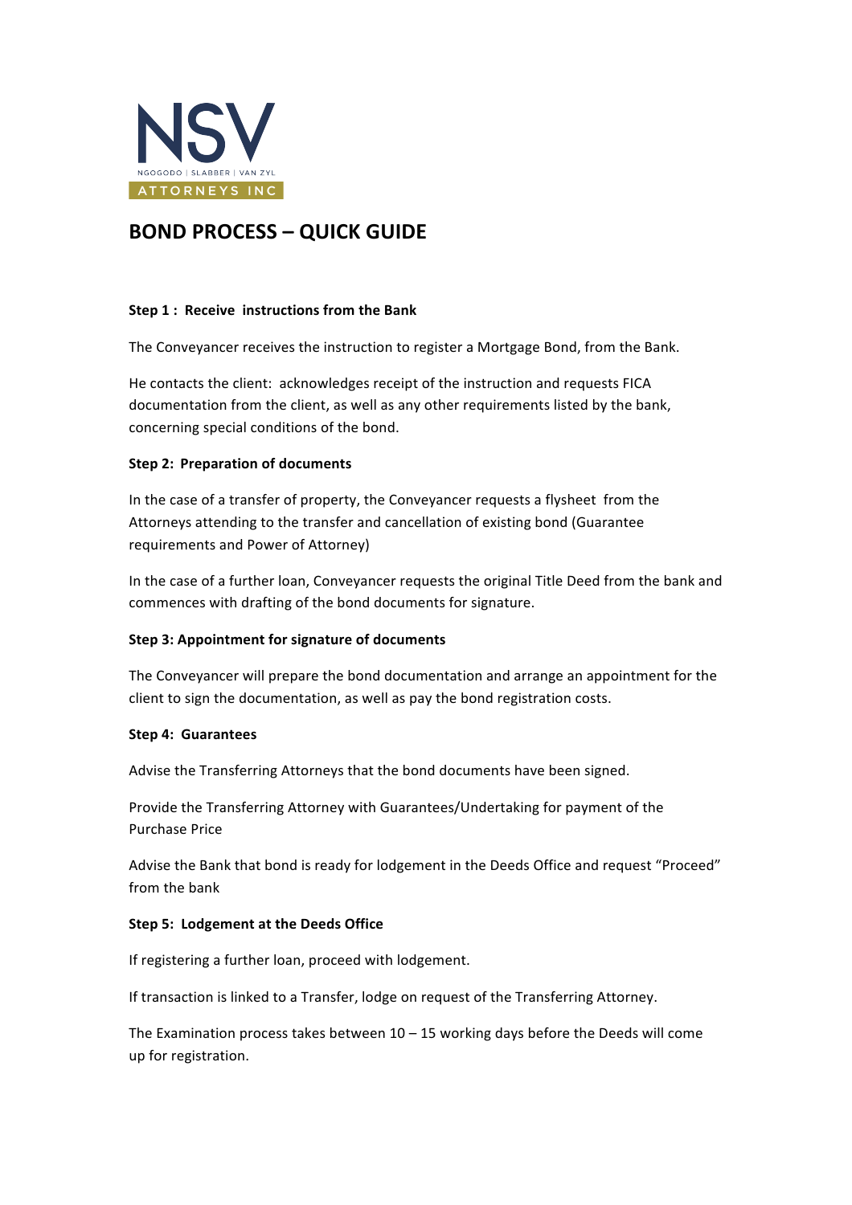NSV

NGOGODO | SLABBER | VAN ZYL

ATTORNEYS INC

# BOND PROCESS – QUICK GUIDE

**Step 1 : Receive instructions from the Bank**

The Conveyancer receives the instruction to register a Mortgage Bond, from the Bank.

He contacts the client: acknowledges receipt of the instruction and requests FICA documentation from the client, as well as any other requirements listed by the bank, concerning special conditions of the bond.

**Step 2: Preparation of documents**

In the case of a transfer of property, the Conveyancer requests a flysheet from the Attorneys attending to the transfer and cancellation of existing bond (Guarantee requirements and Power of Attorney)

In the case of a further loan, Conveyancer requests the original Title Deed from the bank and commences with drafting of the bond documents for signature.

**Step 3: Appointment for signature of documents**

The Conveyancer will prepare the bond documentation and arrange an appointment for the client to sign the documentation, as well as pay the bond registration costs.

**Step 4: Guarantees**

Advise the Transferring Attorneys that the bond documents have been signed.

Provide the Transferring Attorney with Guarantees/Undertaking for payment of the Purchase Price

Advise the Bank that bond is ready for lodgement in the Deeds Office and request "Proceed" from the bank

**Step 5: Lodgement at the Deeds Office**

If registering a further loan, proceed with lodgement.

If transaction is linked to a Transfer, lodge on request of the Transferring Attorney.

The Examination process takes between 10 – 15 working days before the Deeds will come up for registration.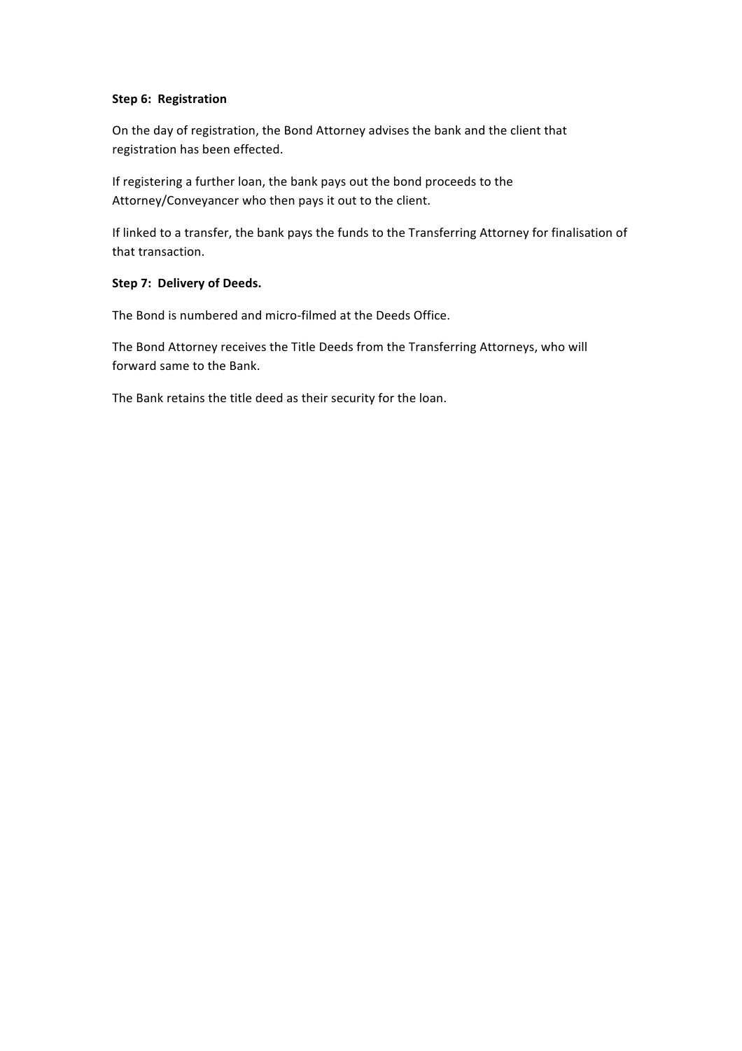**Step 6: Registration**

On the day of registration, the Bond Attorney advises the bank and the client that registration has been effected.

If registering a further loan, the bank pays out the bond proceeds to the Attorney/Conveyancer who then pays it out to the client.

If linked to a transfer, the bank pays the funds to the Transferring Attorney for finalisation of that transaction.

**Step 7: Delivery of Deeds.**

The Bond is numbered and micro-filmed at the Deeds Office.

The Bond Attorney receives the Title Deeds from the Transferring Attorneys, who will forward same to the Bank.

The Bank retains the title deed as their security for the loan.